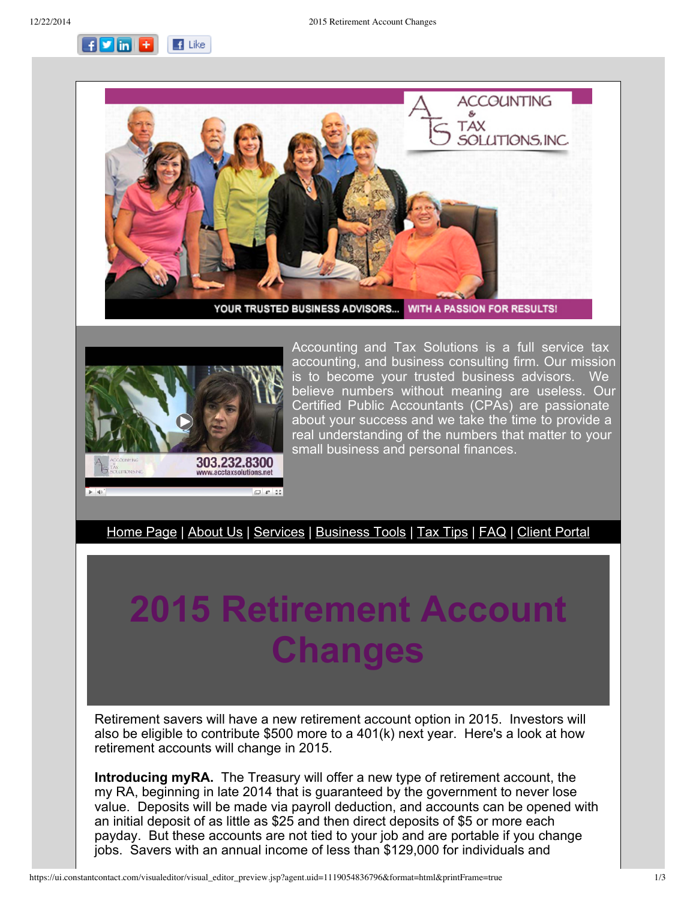ACCOUNTING & TAX SOLUTIONS, INC.

YOUR TRUSTED BUSINESS ADVISORS... WITH A PASSION FOR RESULTS!

Accounting and Tax Solutions is a full service tax accounting, and business consulting firm. Our mission is to become your trusted business advisors. We believe numbers without meaning are useless. Our Certified Public Accountants (CPAs) are passionate about your success and we take the time to provide a real understanding of the numbers that matter to your small business and personal finances.

Home Page | About Us | Services | Business Tools | Tax Tips | FAQ | Client Portal

# 2015 Retirement Account Changes

Retirement savers will have a new retirement account option in 2015. Investors will also be eligible to contribute $500 more to a 401(k) next year. Here's a look at how retirement accounts will change in 2015.

**Introducing myRA.** The Treasury will offer a new type of retirement account, the my RA, beginning in late 2014 that is guaranteed by the government to never lose value. Deposits will be made via payroll deduction, and accounts can be opened with an initial deposit of as little as $25 and then direct deposits of $5 or more each payday. But these accounts are not tied to your job and are portable if you change jobs. Savers with an annual income of less than $129,000 for individuals and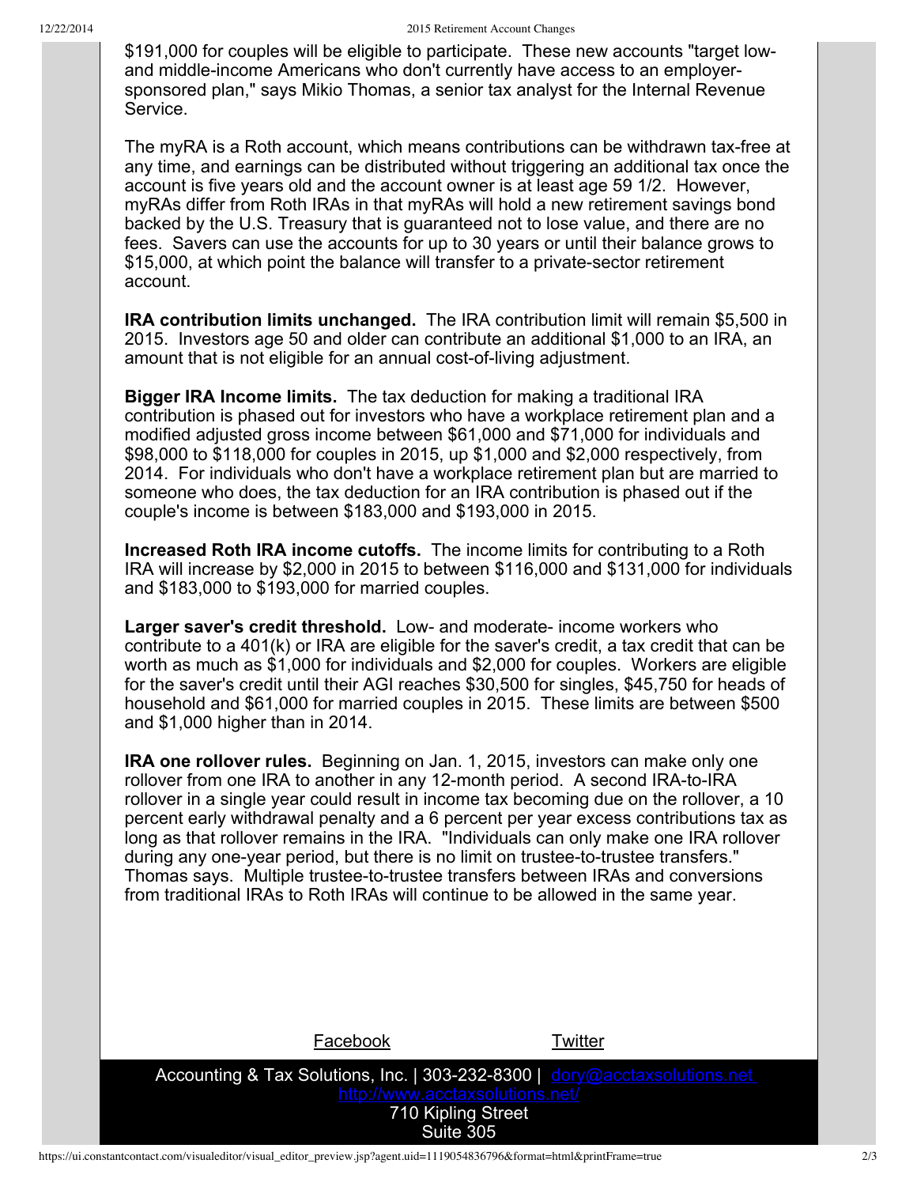$191,000 for couples will be eligible to participate. These new accounts "target low- and middle-income Americans who don't currently have access to an employer-sponsored plan," says Mikio Thomas, a senior tax analyst for the Internal Revenue Service.

The myRA is a Roth account, which means contributions can be withdrawn tax-free at any time, and earnings can be distributed without triggering an additional tax once the account is five years old and the account owner is at least age 59 1/2. However, myRAs differ from Roth IRAs in that myRAs will hold a new retirement savings bond backed by the U.S. Treasury that is guaranteed not to lose value, and there are no fees. Savers can use the accounts for up to 30 years or until their balance grows to $15,000, at which point the balance will transfer to a private-sector retirement account.

**IRA contribution limits unchanged.** The IRA contribution limit will remain $5,500 in 2015. Investors age 50 and older can contribute an additional $1,000 to an IRA, an amount that is not eligible for an annual cost-of-living adjustment.

**Bigger IRA Income limits.** The tax deduction for making a traditional IRA contribution is phased out for investors who have a workplace retirement plan and a modified adjusted gross income between $61,000 and $71,000 for individuals and $98,000 to $118,000 for couples in 2015, up $1,000 and $2,000 respectively, from 2014. For individuals who don't have a workplace retirement plan but are married to someone who does, the tax deduction for an IRA contribution is phased out if the couple's income is between $183,000 and $193,000 in 2015.

**Increased Roth IRA income cutoffs.** The income limits for contributing to a Roth IRA will increase by $2,000 in 2015 to between $116,000 and $131,000 for individuals and $183,000 to $193,000 for married couples.

**Larger saver's credit threshold.** Low- and moderate- income workers who contribute to a 401(k) or IRA are eligible for the saver's credit, a tax credit that can be worth as much as $1,000 for individuals and $2,000 for couples. Workers are eligible for the saver's credit until their AGI reaches $30,500 for singles, $45,750 for heads of household and $61,000 for married couples in 2015. These limits are between $500 and $1,000 higher than in 2014.

**IRA one rollover rules.** Beginning on Jan. 1, 2015, investors can make only one rollover from one IRA to another in any 12-month period. A second IRA-to-IRA rollover in a single year could result in income tax becoming due on the rollover, a 10 percent early withdrawal penalty and a 6 percent per year excess contributions tax as long as that rollover remains in the IRA. "Individuals can only make one IRA rollover during any one-year period, but there is no limit on trustee-to-trustee transfers." Thomas says. Multiple trustee-to-trustee transfers between IRAs and conversions from traditional IRAs to Roth IRAs will continue to be allowed in the same year.

Facebook    Twitter

Accounting & Tax Solutions, Inc. | 303-232-8300 | dory@acctaxsolutions.net
http://www.acctaxsolutions.net/
710 Kipling Street
Suite 305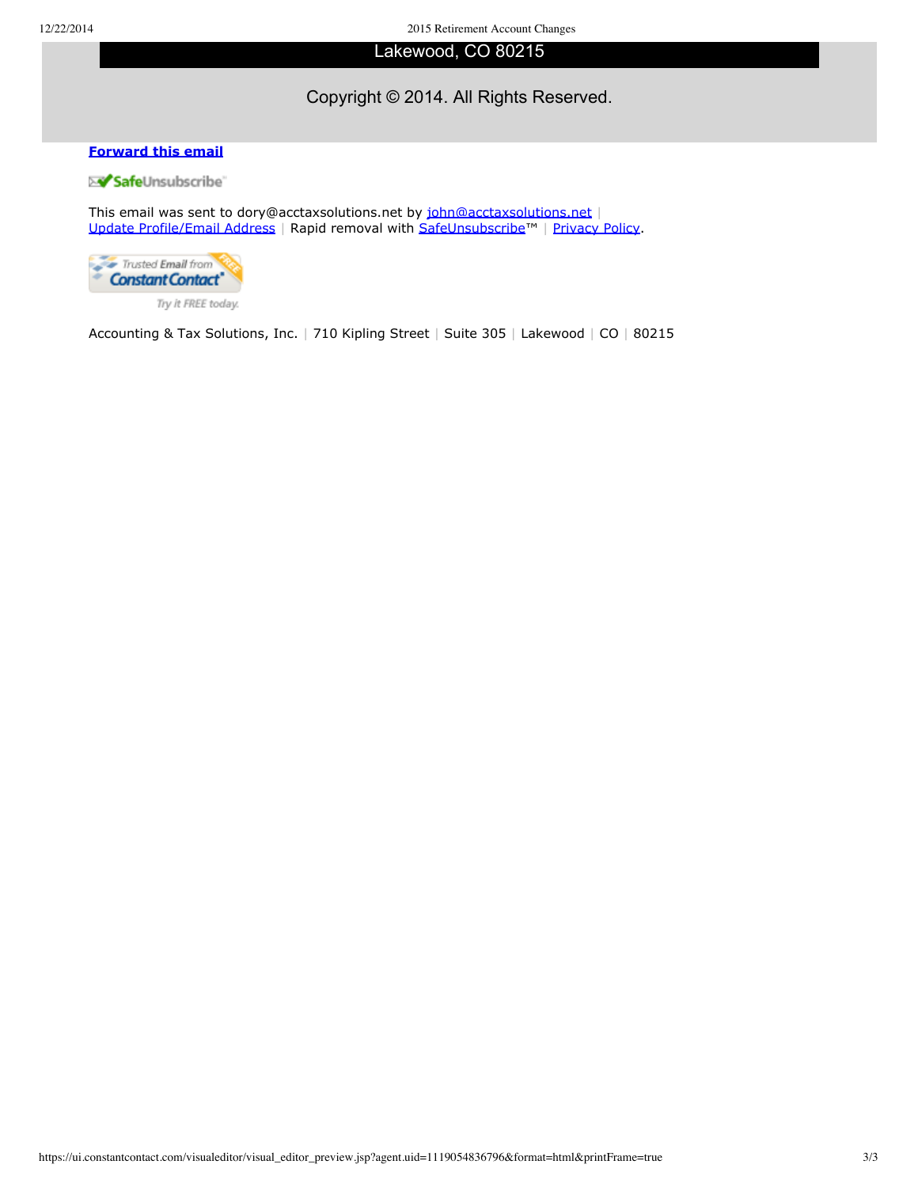Lakewood, CO 80215

Copyright © 2014. All Rights Reserved.

**Forward this email**

SafeUnsubscribe™

This email was sent to dory@acctaxsolutions.net by john@acctaxsolutions.net | Update Profile/Email Address | Rapid removal with SafeUnsubscribe™ | Privacy Policy.

Trusted Email from Constant Contact FREE

Try it FREE today.

Accounting & Tax Solutions, Inc. | 710 Kipling Street | Suite 305 | Lakewood | CO | 80215